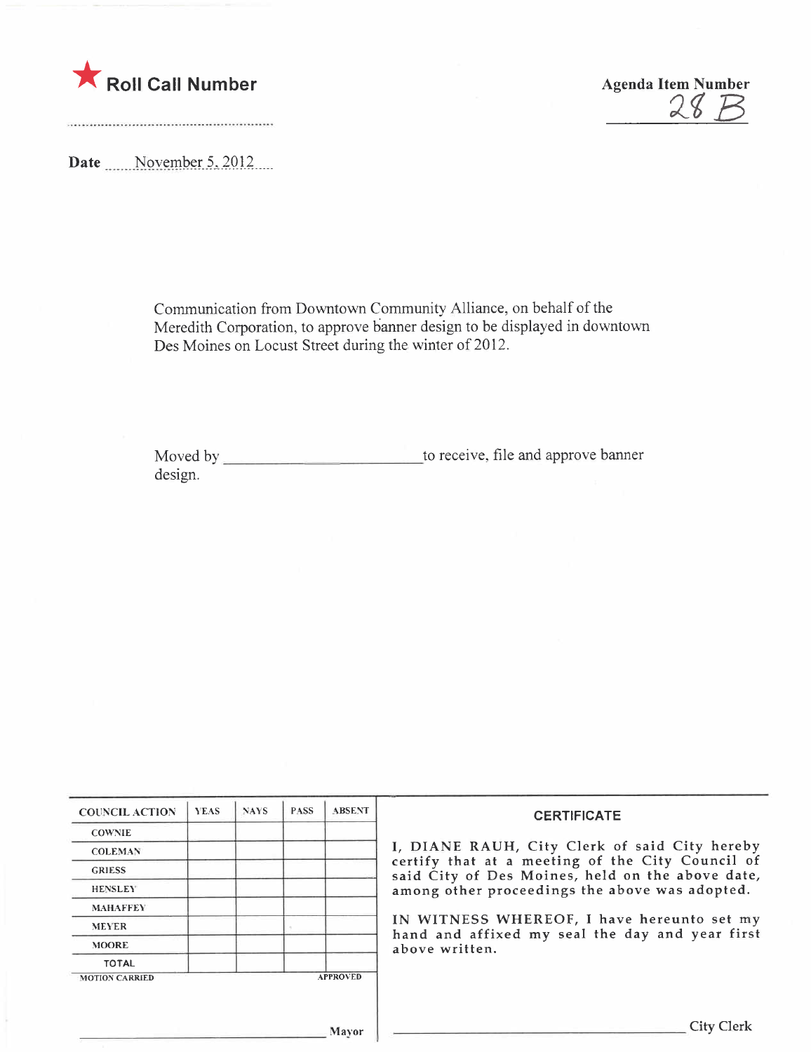★ **Roll Call Number**

**Agenda Item Number**
28 B

**Date** November 5, 2012

Communication from Downtown Community Alliance, on behalf of the Meredith Corporation, to approve banner design to be displayed in downtown Des Moines on Locust Street during the winter of 2012.

Moved by \_\_\_\_\_\_\_\_\_\_\_\_\_\_\_\_\_\_\_\_\_\_\_\_ to receive, file and approve banner design.

| COUNCIL ACTION | YEAS | NAYS | PASS | ABSENT |
|---|---|---|---|---|
| COWNIE | | | | |
| COLEMAN | | | | |
| GRIESS | | | | |
| HENSLEY | | | | |
| MAHAFFEY | | | | |
| MEYER | | | | |
| MOORE | | | | |
| TOTAL | | | | |
| MOTION CARRIED | | | | APPROVED |

\_\_\_\_\_\_\_\_\_\_\_\_\_\_\_\_\_\_\_\_\_\_\_\_ Mayor

**CERTIFICATE**

I, DIANE RAUH, City Clerk of said City hereby certify that at a meeting of the City Council of said City of Des Moines, held on the above date, among other proceedings the above was adopted.

IN WITNESS WHEREOF, I have hereunto set my hand and affixed my seal the day and year first above written.

\_\_\_\_\_\_\_\_\_\_\_\_\_\_\_\_\_\_\_\_\_\_\_\_ City Clerk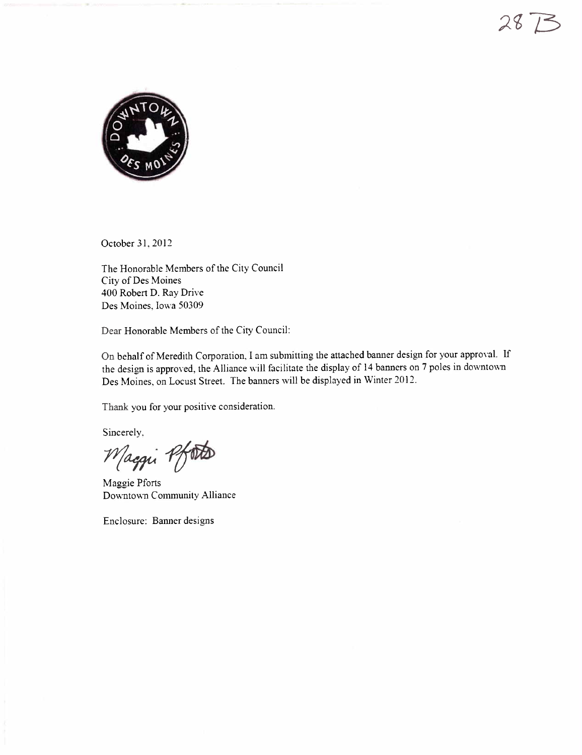28 B

October 31, 2012

The Honorable Members of the City Council
City of Des Moines
400 Robert D. Ray Drive
Des Moines, Iowa 50309

Dear Honorable Members of the City Council:

On behalf of Meredith Corporation, I am submitting the attached banner design for your approval. If the design is approved, the Alliance will facilitate the display of 14 banners on 7 poles in downtown Des Moines, on Locust Street. The banners will be displayed in Winter 2012.

Thank you for your positive consideration.

Sincerely,

Maggie Pforts

Maggie Pforts
Downtown Community Alliance

Enclosure: Banner designs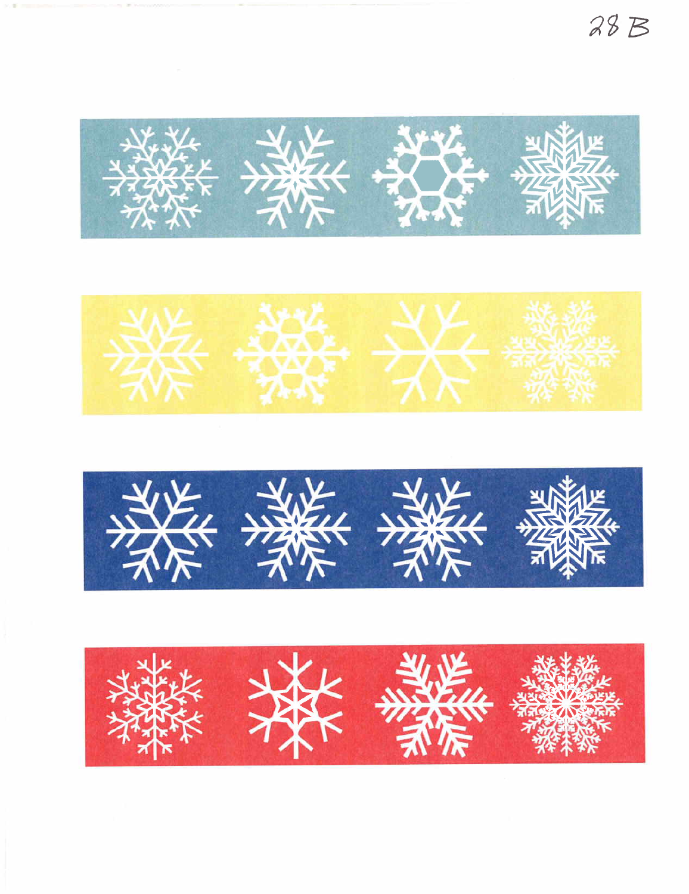28 B